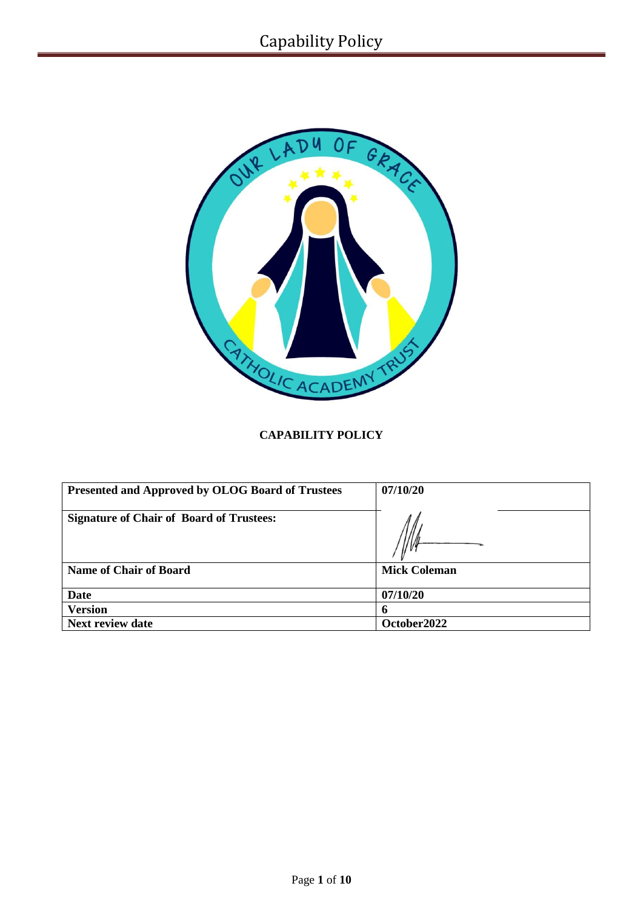**CAPABILITY POLICY**

| Presented and Approved by OLOG Board of Trustees | 07/10/20 |
|---|---|
| Signature of Chair of Board of Trustees: | |
| Name of Chair of Board | Mick Coleman |
| Date | 07/10/20 |
| Version | 6 |
| Next review date | October2022 |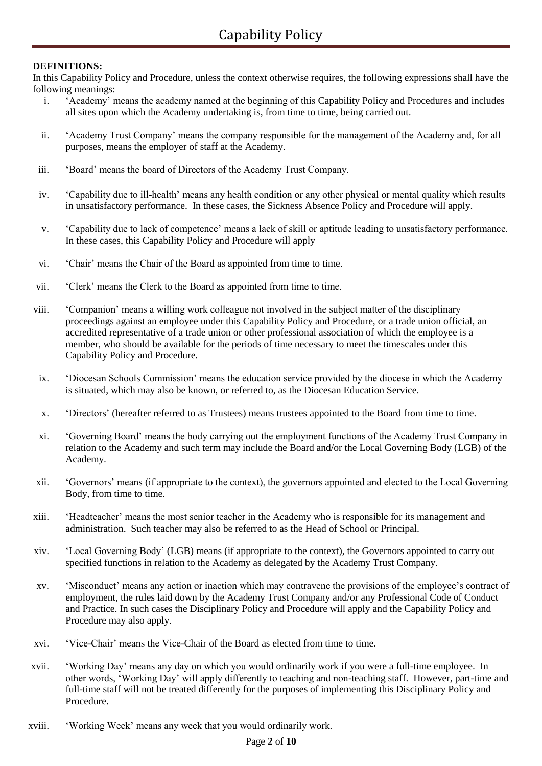# Capability Policy

**DEFINITIONS:**

In this Capability Policy and Procedure, unless the context otherwise requires, the following expressions shall have the following meanings:

i. 'Academy' means the academy named at the beginning of this Capability Policy and Procedures and includes all sites upon which the Academy undertaking is, from time to time, being carried out.

ii. 'Academy Trust Company' means the company responsible for the management of the Academy and, for all purposes, means the employer of staff at the Academy.

iii. 'Board' means the board of Directors of the Academy Trust Company.

iv. 'Capability due to ill-health' means any health condition or any other physical or mental quality which results in unsatisfactory performance. In these cases, the Sickness Absence Policy and Procedure will apply.

v. 'Capability due to lack of competence' means a lack of skill or aptitude leading to unsatisfactory performance. In these cases, this Capability Policy and Procedure will apply

vi. 'Chair' means the Chair of the Board as appointed from time to time.

vii. 'Clerk' means the Clerk to the Board as appointed from time to time.

viii. 'Companion' means a willing work colleague not involved in the subject matter of the disciplinary proceedings against an employee under this Capability Policy and Procedure, or a trade union official, an accredited representative of a trade union or other professional association of which the employee is a member, who should be available for the periods of time necessary to meet the timescales under this Capability Policy and Procedure.

ix. 'Diocesan Schools Commission' means the education service provided by the diocese in which the Academy is situated, which may also be known, or referred to, as the Diocesan Education Service.

x. 'Directors' (hereafter referred to as Trustees) means trustees appointed to the Board from time to time.

xi. 'Governing Board' means the body carrying out the employment functions of the Academy Trust Company in relation to the Academy and such term may include the Board and/or the Local Governing Body (LGB) of the Academy.

xii. 'Governors' means (if appropriate to the context), the governors appointed and elected to the Local Governing Body, from time to time.

xiii. 'Headteacher' means the most senior teacher in the Academy who is responsible for its management and administration. Such teacher may also be referred to as the Head of School or Principal.

xiv. 'Local Governing Body' (LGB) means (if appropriate to the context), the Governors appointed to carry out specified functions in relation to the Academy as delegated by the Academy Trust Company.

xv. 'Misconduct' means any action or inaction which may contravene the provisions of the employee's contract of employment, the rules laid down by the Academy Trust Company and/or any Professional Code of Conduct and Practice. In such cases the Disciplinary Policy and Procedure will apply and the Capability Policy and Procedure may also apply.

xvi. 'Vice-Chair' means the Vice-Chair of the Board as elected from time to time.

xvii. 'Working Day' means any day on which you would ordinarily work if you were a full-time employee. In other words, 'Working Day' will apply differently to teaching and non-teaching staff. However, part-time and full-time staff will not be treated differently for the purposes of implementing this Disciplinary Policy and Procedure.

xviii. 'Working Week' means any week that you would ordinarily work.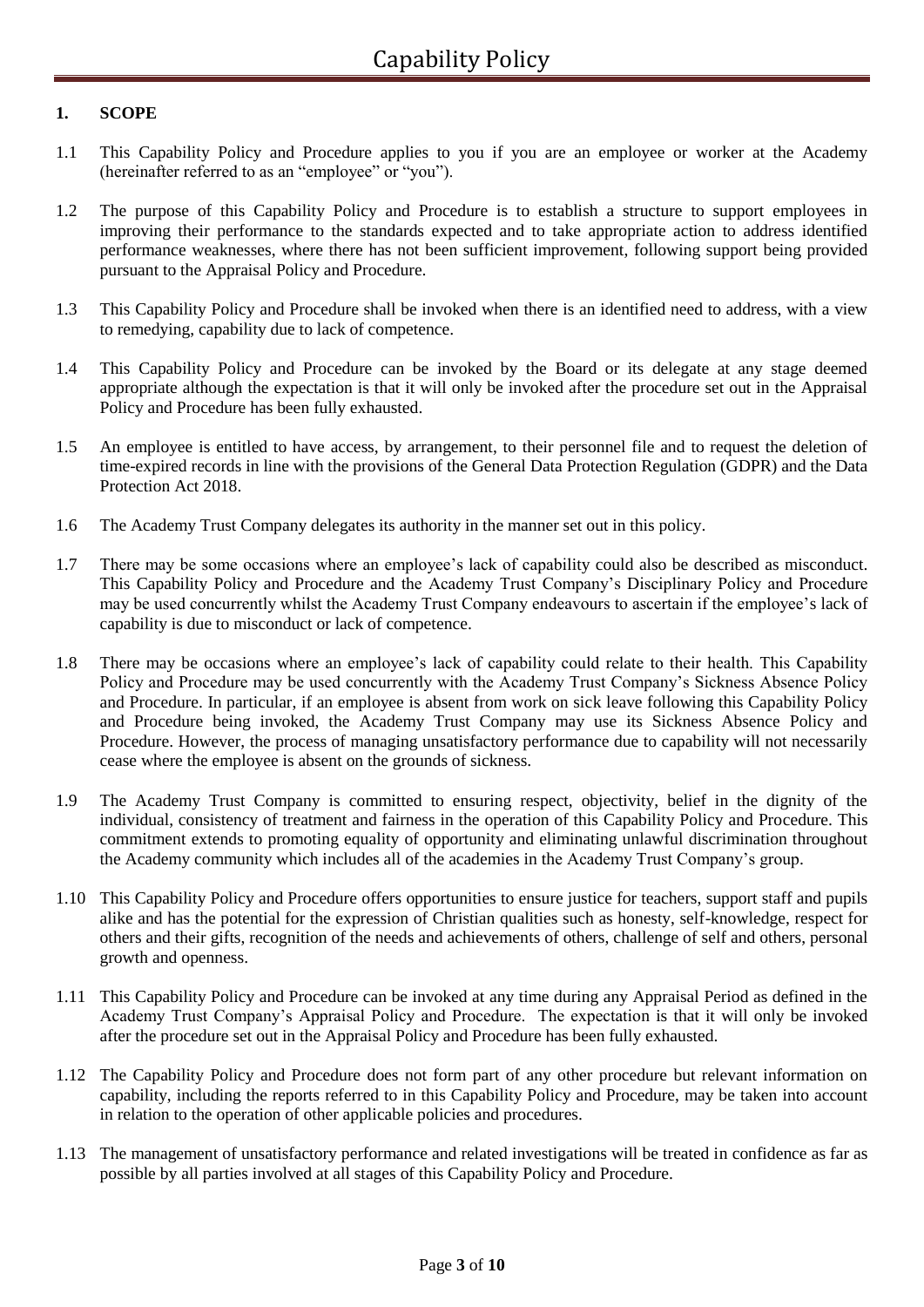# Capability Policy

## 1. SCOPE

1.1 This Capability Policy and Procedure applies to you if you are an employee or worker at the Academy (hereinafter referred to as an "employee" or "you").

1.2 The purpose of this Capability Policy and Procedure is to establish a structure to support employees in improving their performance to the standards expected and to take appropriate action to address identified performance weaknesses, where there has not been sufficient improvement, following support being provided pursuant to the Appraisal Policy and Procedure.

1.3 This Capability Policy and Procedure shall be invoked when there is an identified need to address, with a view to remedying, capability due to lack of competence.

1.4 This Capability Policy and Procedure can be invoked by the Board or its delegate at any stage deemed appropriate although the expectation is that it will only be invoked after the procedure set out in the Appraisal Policy and Procedure has been fully exhausted.

1.5 An employee is entitled to have access, by arrangement, to their personnel file and to request the deletion of time-expired records in line with the provisions of the General Data Protection Regulation (GDPR) and the Data Protection Act 2018.

1.6 The Academy Trust Company delegates its authority in the manner set out in this policy.

1.7 There may be some occasions where an employee's lack of capability could also be described as misconduct. This Capability Policy and Procedure and the Academy Trust Company's Disciplinary Policy and Procedure may be used concurrently whilst the Academy Trust Company endeavours to ascertain if the employee's lack of capability is due to misconduct or lack of competence.

1.8 There may be occasions where an employee's lack of capability could relate to their health. This Capability Policy and Procedure may be used concurrently with the Academy Trust Company's Sickness Absence Policy and Procedure. In particular, if an employee is absent from work on sick leave following this Capability Policy and Procedure being invoked, the Academy Trust Company may use its Sickness Absence Policy and Procedure. However, the process of managing unsatisfactory performance due to capability will not necessarily cease where the employee is absent on the grounds of sickness.

1.9 The Academy Trust Company is committed to ensuring respect, objectivity, belief in the dignity of the individual, consistency of treatment and fairness in the operation of this Capability Policy and Procedure. This commitment extends to promoting equality of opportunity and eliminating unlawful discrimination throughout the Academy community which includes all of the academies in the Academy Trust Company's group.

1.10 This Capability Policy and Procedure offers opportunities to ensure justice for teachers, support staff and pupils alike and has the potential for the expression of Christian qualities such as honesty, self-knowledge, respect for others and their gifts, recognition of the needs and achievements of others, challenge of self and others, personal growth and openness.

1.11 This Capability Policy and Procedure can be invoked at any time during any Appraisal Period as defined in the Academy Trust Company's Appraisal Policy and Procedure. The expectation is that it will only be invoked after the procedure set out in the Appraisal Policy and Procedure has been fully exhausted.

1.12 The Capability Policy and Procedure does not form part of any other procedure but relevant information on capability, including the reports referred to in this Capability Policy and Procedure, may be taken into account in relation to the operation of other applicable policies and procedures.

1.13 The management of unsatisfactory performance and related investigations will be treated in confidence as far as possible by all parties involved at all stages of this Capability Policy and Procedure.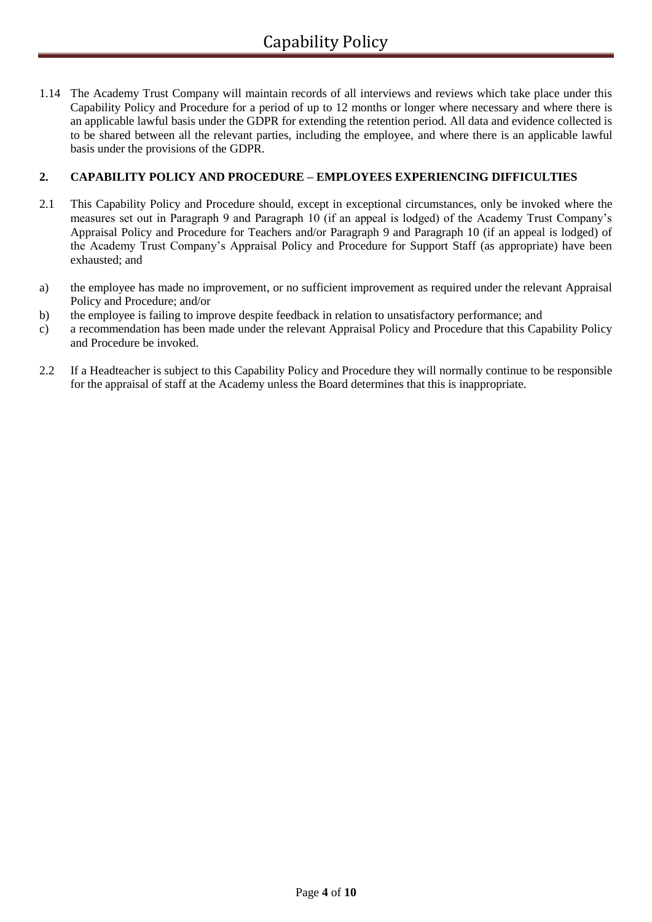1.14 The Academy Trust Company will maintain records of all interviews and reviews which take place under this Capability Policy and Procedure for a period of up to 12 months or longer where necessary and where there is an applicable lawful basis under the GDPR for extending the retention period. All data and evidence collected is to be shared between all the relevant parties, including the employee, and where there is an applicable lawful basis under the provisions of the GDPR.

## 2. CAPABILITY POLICY AND PROCEDURE – EMPLOYEES EXPERIENCING DIFFICULTIES

2.1 This Capability Policy and Procedure should, except in exceptional circumstances, only be invoked where the measures set out in Paragraph 9 and Paragraph 10 (if an appeal is lodged) of the Academy Trust Company's Appraisal Policy and Procedure for Teachers and/or Paragraph 9 and Paragraph 10 (if an appeal is lodged) of the Academy Trust Company's Appraisal Policy and Procedure for Support Staff (as appropriate) have been exhausted; and

a) the employee has made no improvement, or no sufficient improvement as required under the relevant Appraisal Policy and Procedure; and/or
b) the employee is failing to improve despite feedback in relation to unsatisfactory performance; and
c) a recommendation has been made under the relevant Appraisal Policy and Procedure that this Capability Policy and Procedure be invoked.

2.2 If a Headteacher is subject to this Capability Policy and Procedure they will normally continue to be responsible for the appraisal of staff at the Academy unless the Board determines that this is inappropriate.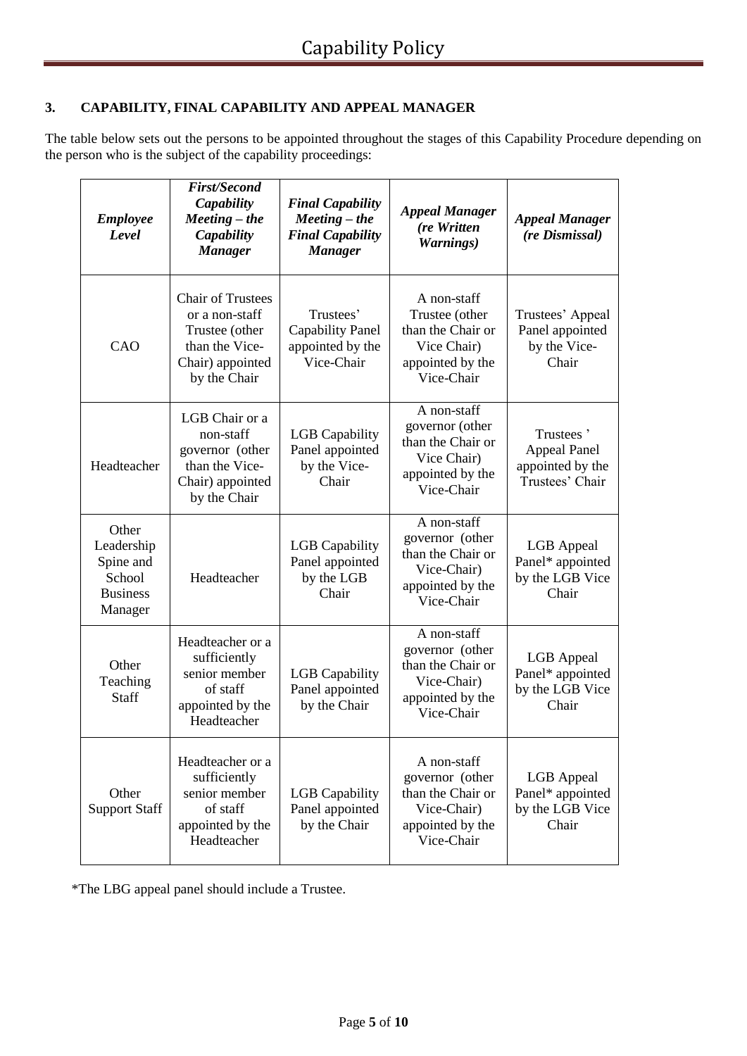## 3. CAPABILITY, FINAL CAPABILITY AND APPEAL MANAGER

The table below sets out the persons to be appointed throughout the stages of this Capability Procedure depending on the person who is the subject of the capability proceedings:

| ***Employee Level*** | ***First/Second Capability Meeting – the Capability Manager*** | ***Final Capability Meeting – the Final Capability Manager*** | ***Appeal Manager (re Written Warnings)*** | ***Appeal Manager (re Dismissal)*** |
|---|---|---|---|---|
| CAO | Chair of Trustees or a non-staff Trustee (other than the Vice-Chair) appointed by the Chair | Trustees' Capability Panel appointed by the Vice-Chair | A non-staff Trustee (other than the Chair or Vice Chair) appointed by the Vice-Chair | Trustees' Appeal Panel appointed by the Vice-Chair |
| Headteacher | LGB Chair or a non-staff governor (other than the Vice-Chair) appointed by the Chair | LGB Capability Panel appointed by the Vice-Chair | A non-staff governor (other than the Chair or Vice Chair) appointed by the Vice-Chair | Trustees ' Appeal Panel appointed by the Trustees' Chair |
| Other Leadership Spine and School Business Manager | Headteacher | LGB Capability Panel appointed by the LGB Chair | A non-staff governor (other than the Chair or Vice-Chair) appointed by the Vice-Chair | LGB Appeal Panel* appointed by the LGB Vice Chair |
| Other Teaching Staff | Headteacher or a sufficiently senior member of staff appointed by the Headteacher | LGB Capability Panel appointed by the Chair | A non-staff governor (other than the Chair or Vice-Chair) appointed by the Vice-Chair | LGB Appeal Panel* appointed by the LGB Vice Chair |
| Other Support Staff | Headteacher or a sufficiently senior member of staff appointed by the Headteacher | LGB Capability Panel appointed by the Chair | A non-staff governor (other than the Chair or Vice-Chair) appointed by the Vice-Chair | LGB Appeal Panel* appointed by the LGB Vice Chair |

*The LBG appeal panel should include a Trustee.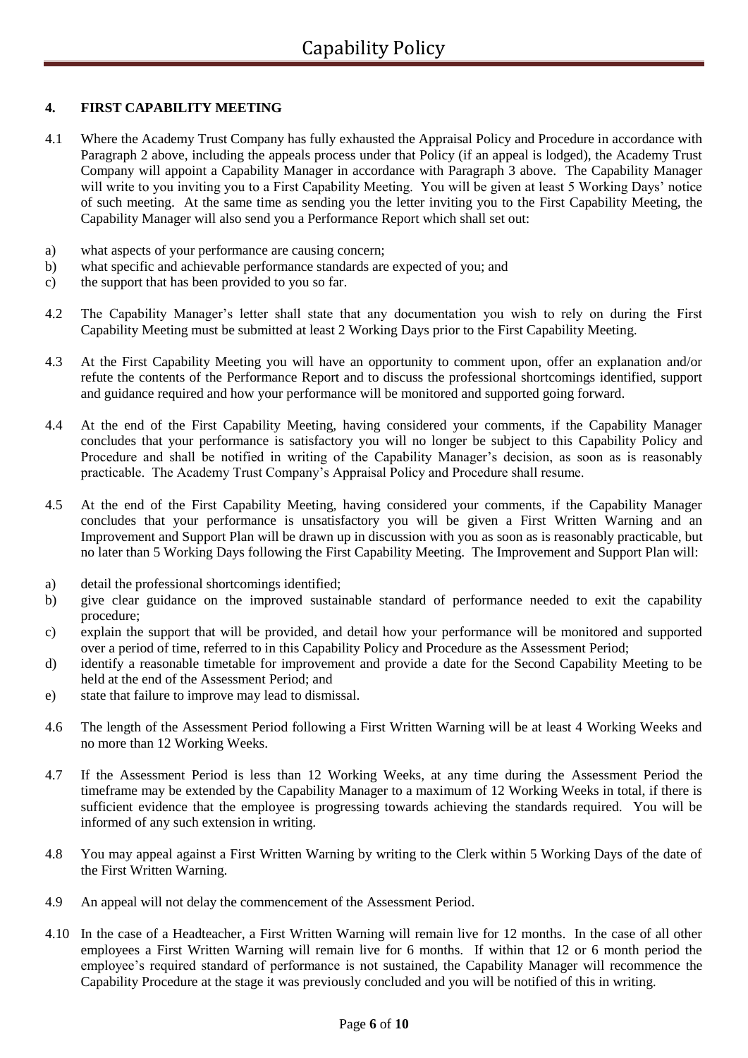## 4. FIRST CAPABILITY MEETING

4.1 Where the Academy Trust Company has fully exhausted the Appraisal Policy and Procedure in accordance with Paragraph 2 above, including the appeals process under that Policy (if an appeal is lodged), the Academy Trust Company will appoint a Capability Manager in accordance with Paragraph 3 above. The Capability Manager will write to you inviting you to a First Capability Meeting. You will be given at least 5 Working Days' notice of such meeting. At the same time as sending you the letter inviting you to the First Capability Meeting, the Capability Manager will also send you a Performance Report which shall set out:

a) what aspects of your performance are causing concern;
b) what specific and achievable performance standards are expected of you; and
c) the support that has been provided to you so far.

4.2 The Capability Manager's letter shall state that any documentation you wish to rely on during the First Capability Meeting must be submitted at least 2 Working Days prior to the First Capability Meeting.

4.3 At the First Capability Meeting you will have an opportunity to comment upon, offer an explanation and/or refute the contents of the Performance Report and to discuss the professional shortcomings identified, support and guidance required and how your performance will be monitored and supported going forward.

4.4 At the end of the First Capability Meeting, having considered your comments, if the Capability Manager concludes that your performance is satisfactory you will no longer be subject to this Capability Policy and Procedure and shall be notified in writing of the Capability Manager's decision, as soon as is reasonably practicable. The Academy Trust Company's Appraisal Policy and Procedure shall resume.

4.5 At the end of the First Capability Meeting, having considered your comments, if the Capability Manager concludes that your performance is unsatisfactory you will be given a First Written Warning and an Improvement and Support Plan will be drawn up in discussion with you as soon as is reasonably practicable, but no later than 5 Working Days following the First Capability Meeting. The Improvement and Support Plan will:

a) detail the professional shortcomings identified;
b) give clear guidance on the improved sustainable standard of performance needed to exit the capability procedure;
c) explain the support that will be provided, and detail how your performance will be monitored and supported over a period of time, referred to in this Capability Policy and Procedure as the Assessment Period;
d) identify a reasonable timetable for improvement and provide a date for the Second Capability Meeting to be held at the end of the Assessment Period; and
e) state that failure to improve may lead to dismissal.

4.6 The length of the Assessment Period following a First Written Warning will be at least 4 Working Weeks and no more than 12 Working Weeks.

4.7 If the Assessment Period is less than 12 Working Weeks, at any time during the Assessment Period the timeframe may be extended by the Capability Manager to a maximum of 12 Working Weeks in total, if there is sufficient evidence that the employee is progressing towards achieving the standards required. You will be informed of any such extension in writing.

4.8 You may appeal against a First Written Warning by writing to the Clerk within 5 Working Days of the date of the First Written Warning.

4.9 An appeal will not delay the commencement of the Assessment Period.

4.10 In the case of a Headteacher, a First Written Warning will remain live for 12 months. In the case of all other employees a First Written Warning will remain live for 6 months. If within that 12 or 6 month period the employee's required standard of performance is not sustained, the Capability Manager will recommence the Capability Procedure at the stage it was previously concluded and you will be notified of this in writing.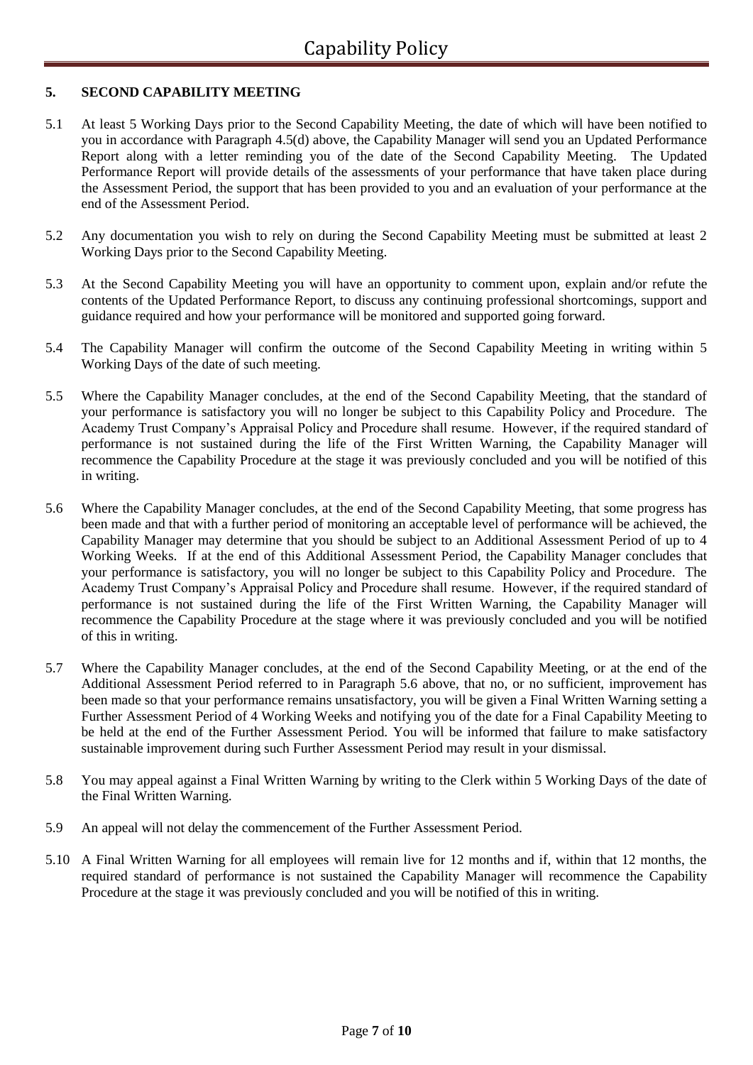## 5. SECOND CAPABILITY MEETING

5.1 At least 5 Working Days prior to the Second Capability Meeting, the date of which will have been notified to you in accordance with Paragraph 4.5(d) above, the Capability Manager will send you an Updated Performance Report along with a letter reminding you of the date of the Second Capability Meeting. The Updated Performance Report will provide details of the assessments of your performance that have taken place during the Assessment Period, the support that has been provided to you and an evaluation of your performance at the end of the Assessment Period.

5.2 Any documentation you wish to rely on during the Second Capability Meeting must be submitted at least 2 Working Days prior to the Second Capability Meeting.

5.3 At the Second Capability Meeting you will have an opportunity to comment upon, explain and/or refute the contents of the Updated Performance Report, to discuss any continuing professional shortcomings, support and guidance required and how your performance will be monitored and supported going forward.

5.4 The Capability Manager will confirm the outcome of the Second Capability Meeting in writing within 5 Working Days of the date of such meeting.

5.5 Where the Capability Manager concludes, at the end of the Second Capability Meeting, that the standard of your performance is satisfactory you will no longer be subject to this Capability Policy and Procedure. The Academy Trust Company's Appraisal Policy and Procedure shall resume. However, if the required standard of performance is not sustained during the life of the First Written Warning, the Capability Manager will recommence the Capability Procedure at the stage it was previously concluded and you will be notified of this in writing.

5.6 Where the Capability Manager concludes, at the end of the Second Capability Meeting, that some progress has been made and that with a further period of monitoring an acceptable level of performance will be achieved, the Capability Manager may determine that you should be subject to an Additional Assessment Period of up to 4 Working Weeks. If at the end of this Additional Assessment Period, the Capability Manager concludes that your performance is satisfactory, you will no longer be subject to this Capability Policy and Procedure. The Academy Trust Company's Appraisal Policy and Procedure shall resume. However, if the required standard of performance is not sustained during the life of the First Written Warning, the Capability Manager will recommence the Capability Procedure at the stage where it was previously concluded and you will be notified of this in writing.

5.7 Where the Capability Manager concludes, at the end of the Second Capability Meeting, or at the end of the Additional Assessment Period referred to in Paragraph 5.6 above, that no, or no sufficient, improvement has been made so that your performance remains unsatisfactory, you will be given a Final Written Warning setting a Further Assessment Period of 4 Working Weeks and notifying you of the date for a Final Capability Meeting to be held at the end of the Further Assessment Period. You will be informed that failure to make satisfactory sustainable improvement during such Further Assessment Period may result in your dismissal.

5.8 You may appeal against a Final Written Warning by writing to the Clerk within 5 Working Days of the date of the Final Written Warning.

5.9 An appeal will not delay the commencement of the Further Assessment Period.

5.10 A Final Written Warning for all employees will remain live for 12 months and if, within that 12 months, the required standard of performance is not sustained the Capability Manager will recommence the Capability Procedure at the stage it was previously concluded and you will be notified of this in writing.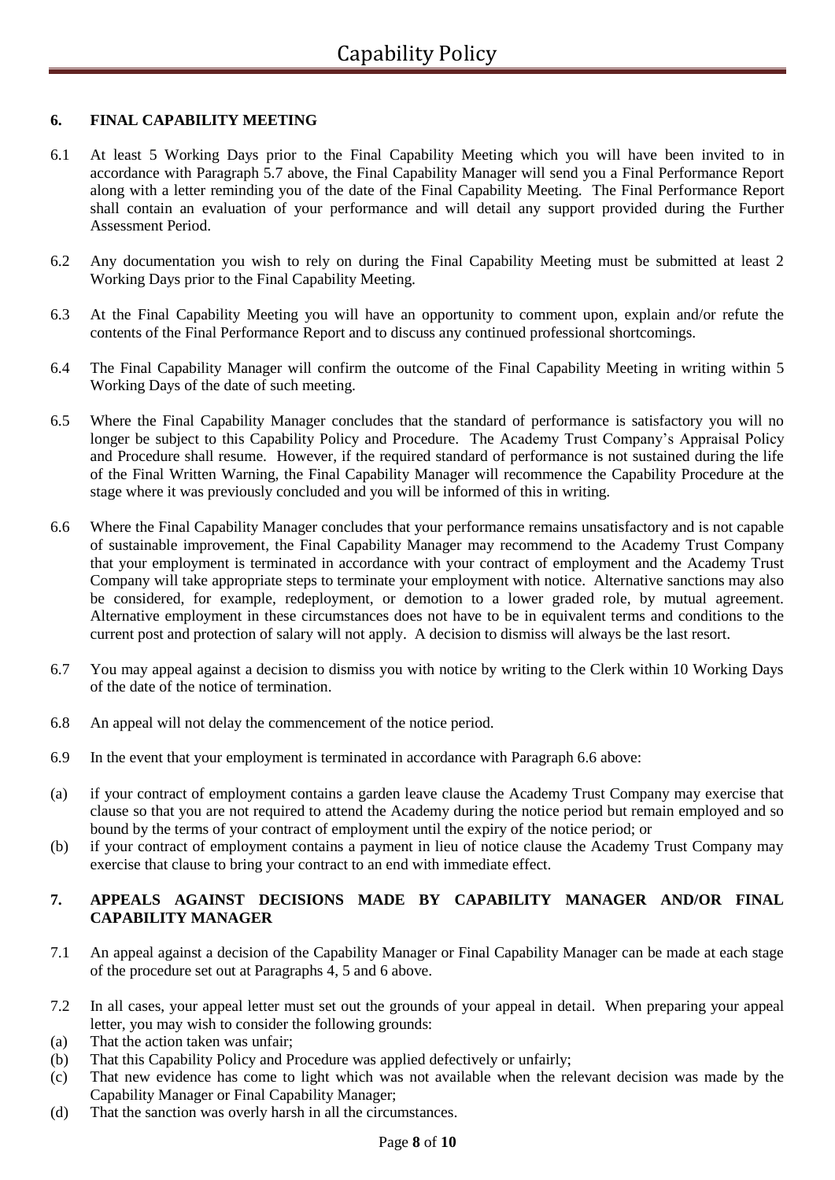## 6. FINAL CAPABILITY MEETING

6.1 At least 5 Working Days prior to the Final Capability Meeting which you will have been invited to in accordance with Paragraph 5.7 above, the Final Capability Manager will send you a Final Performance Report along with a letter reminding you of the date of the Final Capability Meeting. The Final Performance Report shall contain an evaluation of your performance and will detail any support provided during the Further Assessment Period.

6.2 Any documentation you wish to rely on during the Final Capability Meeting must be submitted at least 2 Working Days prior to the Final Capability Meeting.

6.3 At the Final Capability Meeting you will have an opportunity to comment upon, explain and/or refute the contents of the Final Performance Report and to discuss any continued professional shortcomings.

6.4 The Final Capability Manager will confirm the outcome of the Final Capability Meeting in writing within 5 Working Days of the date of such meeting.

6.5 Where the Final Capability Manager concludes that the standard of performance is satisfactory you will no longer be subject to this Capability Policy and Procedure. The Academy Trust Company's Appraisal Policy and Procedure shall resume. However, if the required standard of performance is not sustained during the life of the Final Written Warning, the Final Capability Manager will recommence the Capability Procedure at the stage where it was previously concluded and you will be informed of this in writing.

6.6 Where the Final Capability Manager concludes that your performance remains unsatisfactory and is not capable of sustainable improvement, the Final Capability Manager may recommend to the Academy Trust Company that your employment is terminated in accordance with your contract of employment and the Academy Trust Company will take appropriate steps to terminate your employment with notice. Alternative sanctions may also be considered, for example, redeployment, or demotion to a lower graded role, by mutual agreement. Alternative employment in these circumstances does not have to be in equivalent terms and conditions to the current post and protection of salary will not apply. A decision to dismiss will always be the last resort.

6.7 You may appeal against a decision to dismiss you with notice by writing to the Clerk within 10 Working Days of the date of the notice of termination.

6.8 An appeal will not delay the commencement of the notice period.

6.9 In the event that your employment is terminated in accordance with Paragraph 6.6 above:

(a) if your contract of employment contains a garden leave clause the Academy Trust Company may exercise that clause so that you are not required to attend the Academy during the notice period but remain employed and so bound by the terms of your contract of employment until the expiry of the notice period; or

(b) if your contract of employment contains a payment in lieu of notice clause the Academy Trust Company may exercise that clause to bring your contract to an end with immediate effect.

## 7. APPEALS AGAINST DECISIONS MADE BY CAPABILITY MANAGER AND/OR FINAL CAPABILITY MANAGER

7.1 An appeal against a decision of the Capability Manager or Final Capability Manager can be made at each stage of the procedure set out at Paragraphs 4, 5 and 6 above.

7.2 In all cases, your appeal letter must set out the grounds of your appeal in detail. When preparing your appeal letter, you may wish to consider the following grounds:

(a) That the action taken was unfair;
(b) That this Capability Policy and Procedure was applied defectively or unfairly;
(c) That new evidence has come to light which was not available when the relevant decision was made by the Capability Manager or Final Capability Manager;
(d) That the sanction was overly harsh in all the circumstances.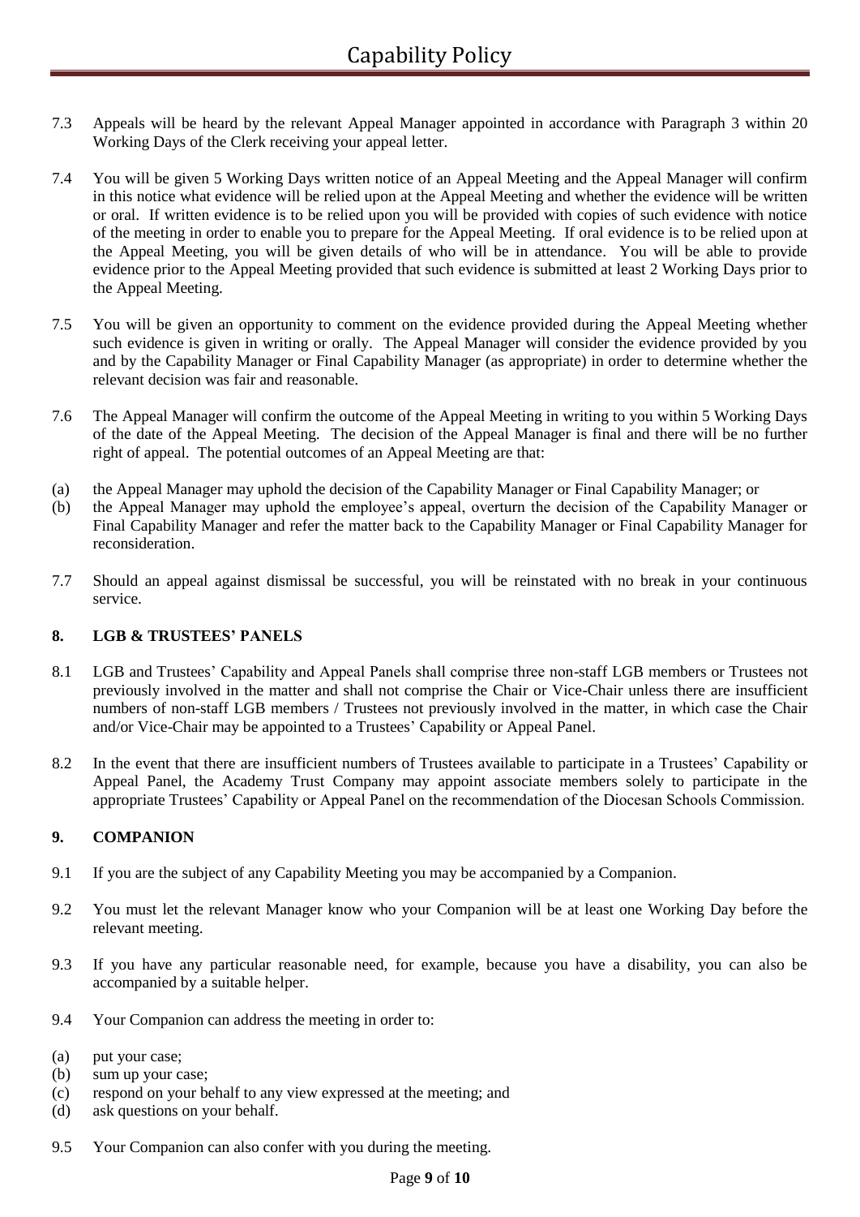7.3 Appeals will be heard by the relevant Appeal Manager appointed in accordance with Paragraph 3 within 20 Working Days of the Clerk receiving your appeal letter.

7.4 You will be given 5 Working Days written notice of an Appeal Meeting and the Appeal Manager will confirm in this notice what evidence will be relied upon at the Appeal Meeting and whether the evidence will be written or oral. If written evidence is to be relied upon you will be provided with copies of such evidence with notice of the meeting in order to enable you to prepare for the Appeal Meeting. If oral evidence is to be relied upon at the Appeal Meeting, you will be given details of who will be in attendance. You will be able to provide evidence prior to the Appeal Meeting provided that such evidence is submitted at least 2 Working Days prior to the Appeal Meeting.

7.5 You will be given an opportunity to comment on the evidence provided during the Appeal Meeting whether such evidence is given in writing or orally. The Appeal Manager will consider the evidence provided by you and by the Capability Manager or Final Capability Manager (as appropriate) in order to determine whether the relevant decision was fair and reasonable.

7.6 The Appeal Manager will confirm the outcome of the Appeal Meeting in writing to you within 5 Working Days of the date of the Appeal Meeting. The decision of the Appeal Manager is final and there will be no further right of appeal. The potential outcomes of an Appeal Meeting are that:

(a) the Appeal Manager may uphold the decision of the Capability Manager or Final Capability Manager; or

(b) the Appeal Manager may uphold the employee's appeal, overturn the decision of the Capability Manager or Final Capability Manager and refer the matter back to the Capability Manager or Final Capability Manager for reconsideration.

7.7 Should an appeal against dismissal be successful, you will be reinstated with no break in your continuous service.

## 8. LGB & TRUSTEES' PANELS

8.1 LGB and Trustees' Capability and Appeal Panels shall comprise three non-staff LGB members or Trustees not previously involved in the matter and shall not comprise the Chair or Vice-Chair unless there are insufficient numbers of non-staff LGB members / Trustees not previously involved in the matter, in which case the Chair and/or Vice-Chair may be appointed to a Trustees' Capability or Appeal Panel.

8.2 In the event that there are insufficient numbers of Trustees available to participate in a Trustees' Capability or Appeal Panel, the Academy Trust Company may appoint associate members solely to participate in the appropriate Trustees' Capability or Appeal Panel on the recommendation of the Diocesan Schools Commission.

## 9. COMPANION

9.1 If you are the subject of any Capability Meeting you may be accompanied by a Companion.

9.2 You must let the relevant Manager know who your Companion will be at least one Working Day before the relevant meeting.

9.3 If you have any particular reasonable need, for example, because you have a disability, you can also be accompanied by a suitable helper.

9.4 Your Companion can address the meeting in order to:

(a) put your case;

(b) sum up your case;

(c) respond on your behalf to any view expressed at the meeting; and

(d) ask questions on your behalf.

9.5 Your Companion can also confer with you during the meeting.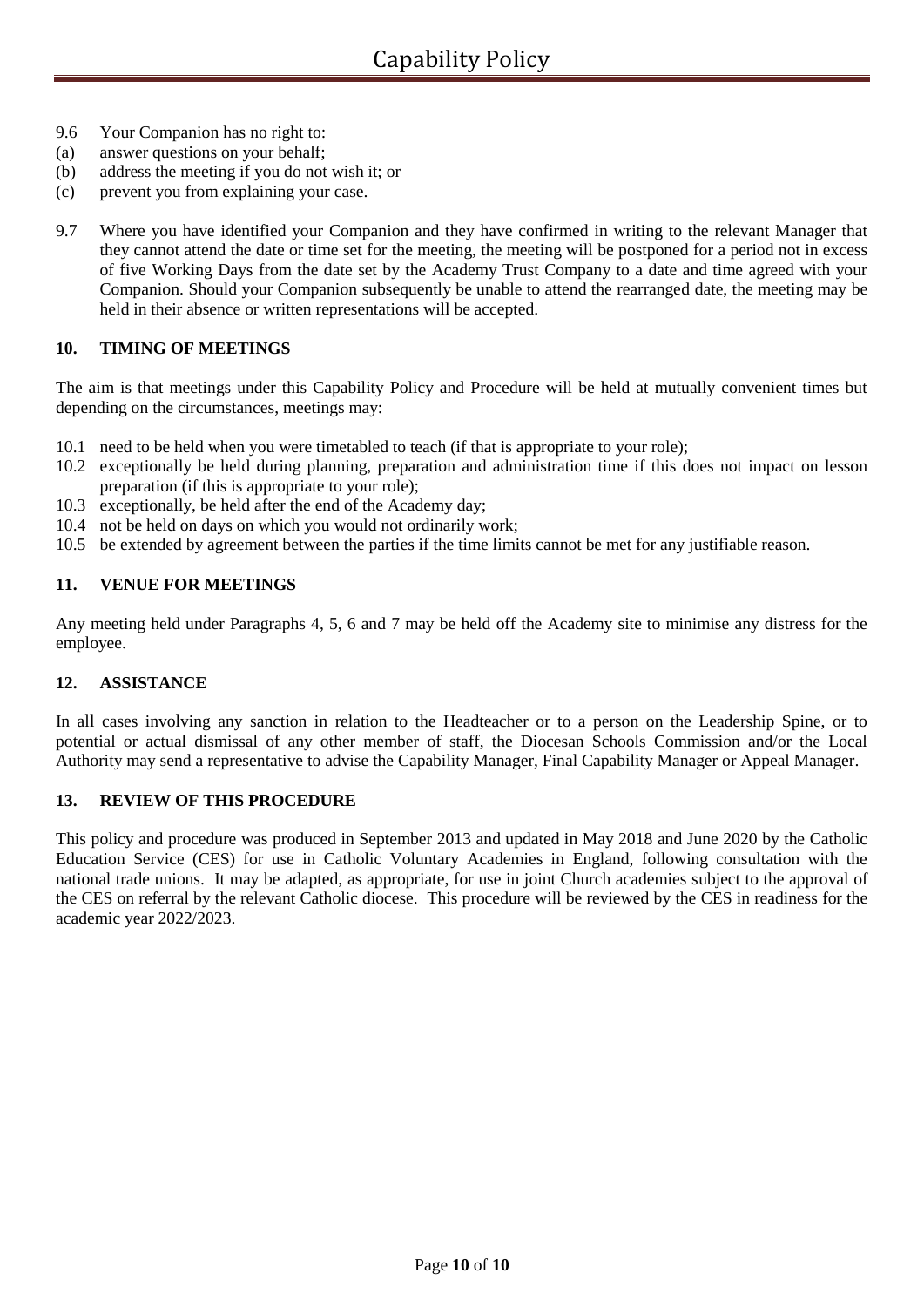9.6 Your Companion has no right to:

(a) answer questions on your behalf;

(b) address the meeting if you do not wish it; or

(c) prevent you from explaining your case.

9.7 Where you have identified your Companion and they have confirmed in writing to the relevant Manager that they cannot attend the date or time set for the meeting, the meeting will be postponed for a period not in excess of five Working Days from the date set by the Academy Trust Company to a date and time agreed with your Companion. Should your Companion subsequently be unable to attend the rearranged date, the meeting may be held in their absence or written representations will be accepted.

## 10. TIMING OF MEETINGS

The aim is that meetings under this Capability Policy and Procedure will be held at mutually convenient times but depending on the circumstances, meetings may:

10.1 need to be held when you were timetabled to teach (if that is appropriate to your role);

10.2 exceptionally be held during planning, preparation and administration time if this does not impact on lesson preparation (if this is appropriate to your role);

10.3 exceptionally, be held after the end of the Academy day;

10.4 not be held on days on which you would not ordinarily work;

10.5 be extended by agreement between the parties if the time limits cannot be met for any justifiable reason.

## 11. VENUE FOR MEETINGS

Any meeting held under Paragraphs 4, 5, 6 and 7 may be held off the Academy site to minimise any distress for the employee.

## 12. ASSISTANCE

In all cases involving any sanction in relation to the Headteacher or to a person on the Leadership Spine, or to potential or actual dismissal of any other member of staff, the Diocesan Schools Commission and/or the Local Authority may send a representative to advise the Capability Manager, Final Capability Manager or Appeal Manager.

## 13. REVIEW OF THIS PROCEDURE

This policy and procedure was produced in September 2013 and updated in May 2018 and June 2020 by the Catholic Education Service (CES) for use in Catholic Voluntary Academies in England, following consultation with the national trade unions. It may be adapted, as appropriate, for use in joint Church academies subject to the approval of the CES on referral by the relevant Catholic diocese. This procedure will be reviewed by the CES in readiness for the academic year 2022/2023.